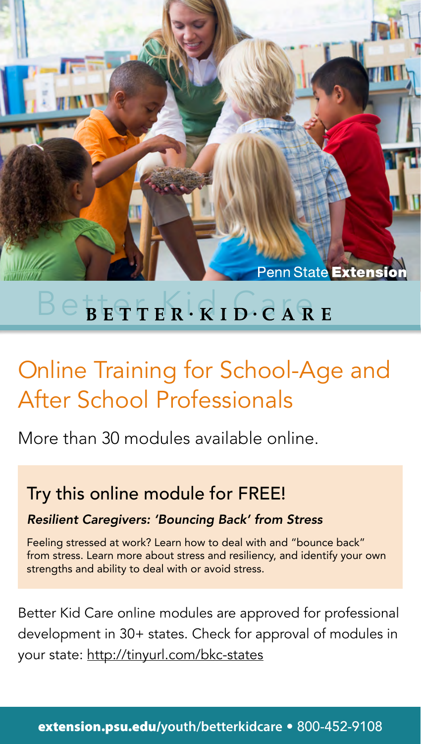Penn State **Extension**

# BETTER·KID·CARE

## Online Training for School-Age and After School Professionals

More than 30 modules available online.

### Try this online module for FREE!

***Resilient Caregivers: 'Bouncing Back' from Stress***

Feeling stressed at work? Learn how to deal with and "bounce back" from stress. Learn more about stress and resiliency, and identify your own strengths and ability to deal with or avoid stress.

Better Kid Care online modules are approved for professional development in 30+ states. Check for approval of modules in your state: http://tinyurl.com/bkc-states

**extension.psu.edu**/youth/betterkidcare • 800-452-9108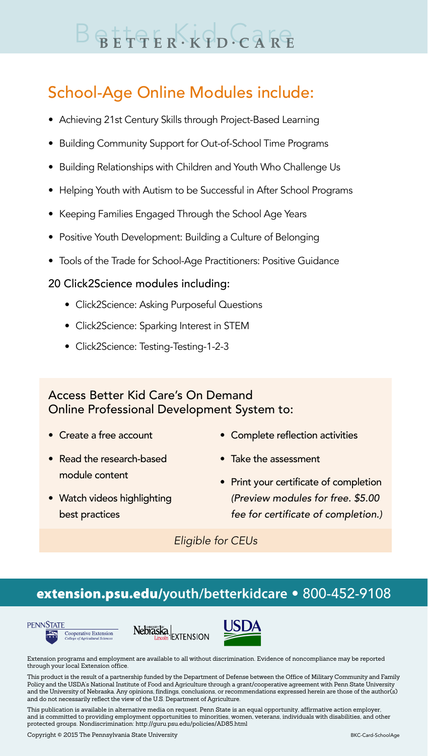# BETTER·KID·CARE

## School-Age Online Modules include:

- Achieving 21st Century Skills through Project-Based Learning
- Building Community Support for Out-of-School Time Programs
- Building Relationships with Children and Youth Who Challenge Us
- Helping Youth with Autism to be Successful in After School Programs
- Keeping Families Engaged Through the School Age Years
- Positive Youth Development: Building a Culture of Belonging
- Tools of the Trade for School-Age Practitioners: Positive Guidance

### 20 Click2Science modules including:

- Click2Science: Asking Purposeful Questions
- Click2Science: Sparking Interest in STEM
- Click2Science: Testing-Testing-1-2-3

### Access Better Kid Care's On Demand Online Professional Development System to:

- Create a free account
- Read the research-based module content
- Watch videos highlighting best practices
- Complete reflection activities
- Take the assessment
- Print your certificate of completion *(Preview modules for free. $5.00 fee for certificate of completion.)*

*Eligible for CEUs*

**extension.psu.edu/youth/betterkidcare** • 800-452-9108

PennState Cooperative Extension College of Agricultural Sciences | Nebraska Lincoln Extension | USDA

Extension programs and employment are available to all without discrimination. Evidence of noncompliance may be reported through your local Extension office.

This product is the result of a partnership funded by the Department of Defense between the Office of Military Community and Family Policy and the USDA's National Institute of Food and Agriculture through a grant/cooperative agreement with Penn State University and the University of Nebraska. Any opinions, findings, conclusions, or recommendations expressed herein are those of the author(s) and do not necessarily reflect the view of the U.S. Department of Agriculture.

This publication is available in alternative media on request. Penn State is an equal opportunity, affirmative action employer, and is committed to providing employment opportunities to minorities, women, veterans, individuals with disabilities, and other protected groups. Nondiscrimination: http://guru.psu.edu/policies/AD85.html

Copyright © 2015 The Pennsylvania State University

BKC-Card-SchoolAge